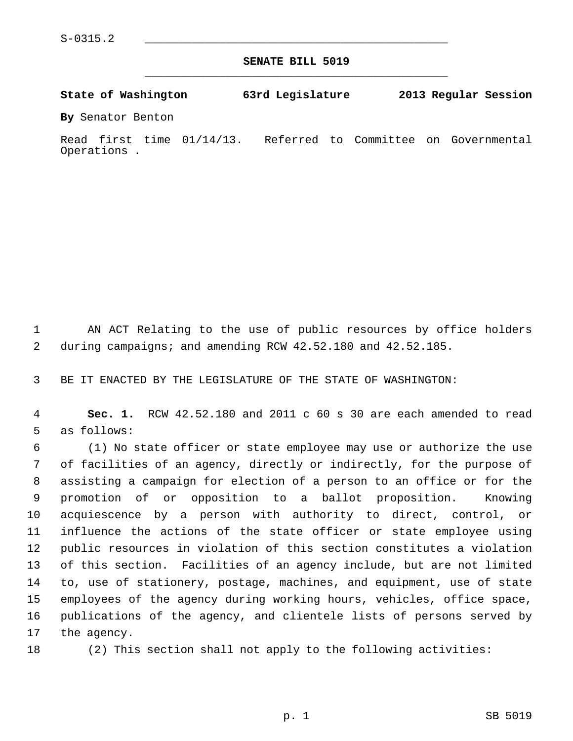S-0315.2

# SENATE BILL 5019

**State of Washington 63rd Legislature 2013 Regular Session**

**By** Senator Benton

Read first time 01/14/13. Referred to Committee on Governmental Operations .

AN ACT Relating to the use of public resources by office holders during campaigns; and amending RCW 42.52.180 and 42.52.185.

BE IT ENACTED BY THE LEGISLATURE OF THE STATE OF WASHINGTON:

**Sec. 1.** RCW 42.52.180 and 2011 c 60 s 30 are each amended to read as follows:

(1) No state officer or state employee may use or authorize the use of facilities of an agency, directly or indirectly, for the purpose of assisting a campaign for election of a person to an office or for the promotion of or opposition to a ballot proposition. Knowing acquiescence by a person with authority to direct, control, or influence the actions of the state officer or state employee using public resources in violation of this section constitutes a violation of this section. Facilities of an agency include, but are not limited to, use of stationery, postage, machines, and equipment, use of state employees of the agency during working hours, vehicles, office space, publications of the agency, and clientele lists of persons served by the agency.

(2) This section shall not apply to the following activities: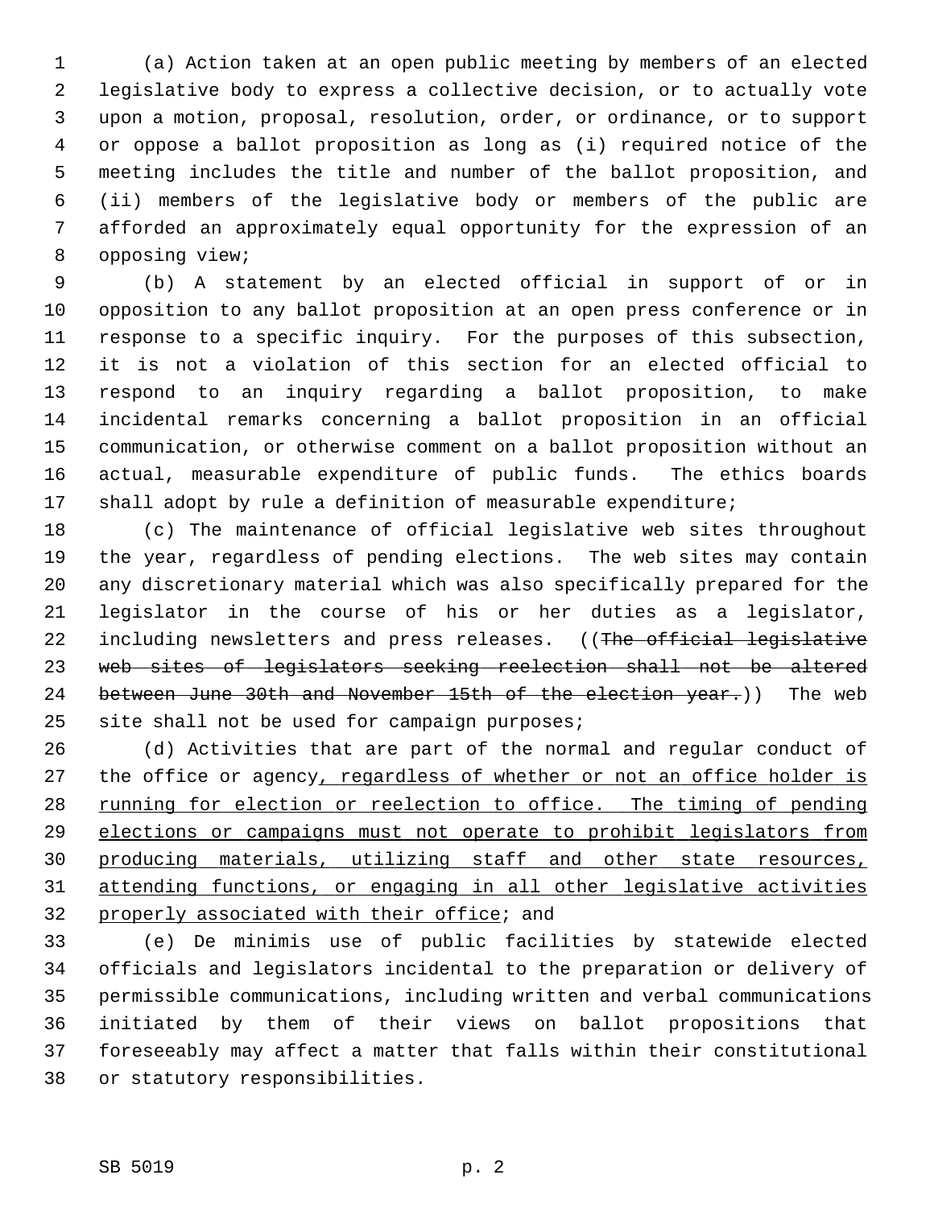(a) Action taken at an open public meeting by members of an elected legislative body to express a collective decision, or to actually vote upon a motion, proposal, resolution, order, or ordinance, or to support or oppose a ballot proposition as long as (i) required notice of the meeting includes the title and number of the ballot proposition, and (ii) members of the legislative body or members of the public are afforded an approximately equal opportunity for the expression of an opposing view;

(b) A statement by an elected official in support of or in opposition to any ballot proposition at an open press conference or in response to a specific inquiry. For the purposes of this subsection, it is not a violation of this section for an elected official to respond to an inquiry regarding a ballot proposition, to make incidental remarks concerning a ballot proposition in an official communication, or otherwise comment on a ballot proposition without an actual, measurable expenditure of public funds. The ethics boards shall adopt by rule a definition of measurable expenditure;

(c) The maintenance of official legislative web sites throughout the year, regardless of pending elections. The web sites may contain any discretionary material which was also specifically prepared for the legislator in the course of his or her duties as a legislator, including newsletters and press releases. ((~~The official legislative web sites of legislators seeking reelection shall not be altered between June 30th and November 15th of the election year.~~)) The web site shall not be used for campaign purposes;

(d) Activities that are part of the normal and regular conduct of the office or agency<u>, regardless of whether or not an office holder is running for election or reelection to office. The timing of pending elections or campaigns must not operate to prohibit legislators from producing materials, utilizing staff and other state resources, attending functions, or engaging in all other legislative activities properly associated with their office</u>; and

(e) De minimis use of public facilities by statewide elected officials and legislators incidental to the preparation or delivery of permissible communications, including written and verbal communications initiated by them of their views on ballot propositions that foreseeably may affect a matter that falls within their constitutional or statutory responsibilities.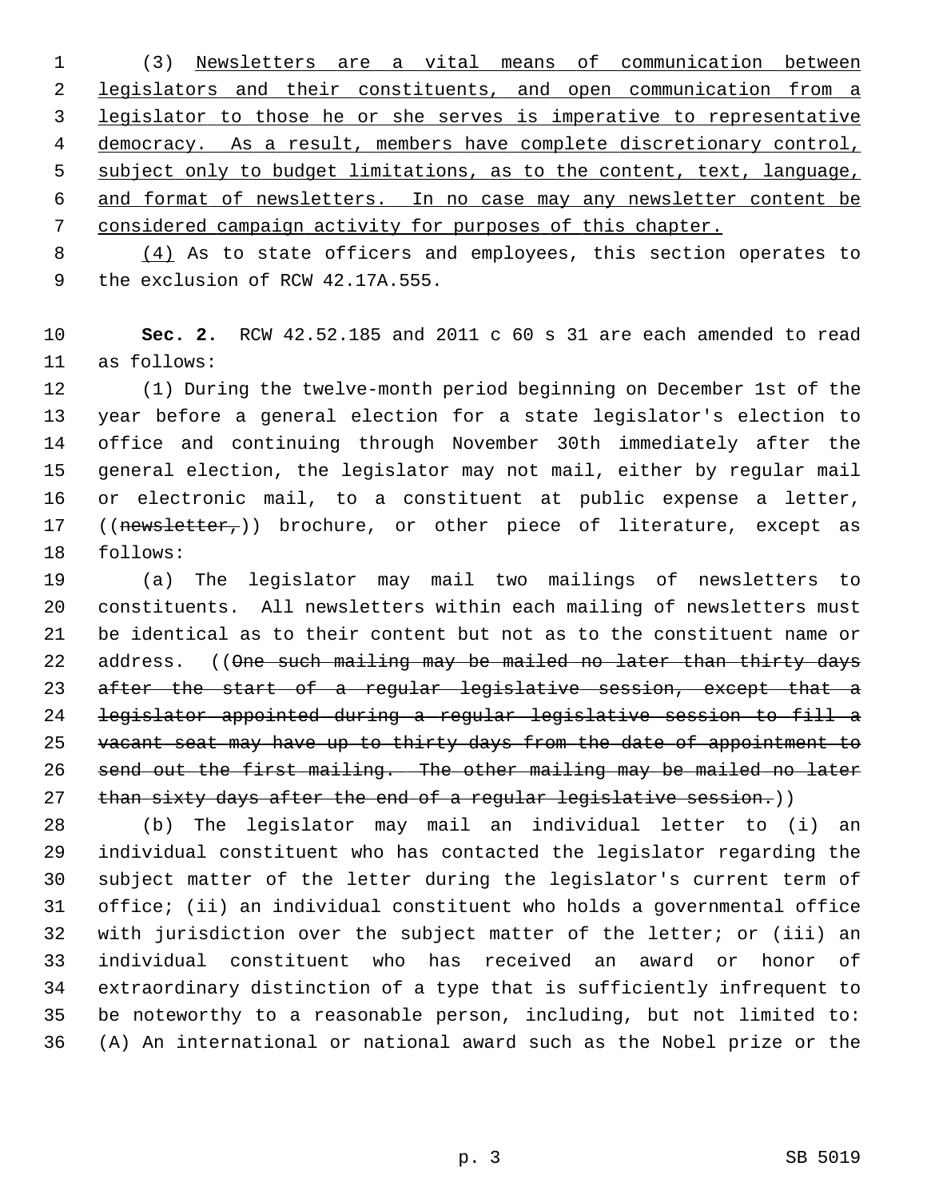(3) <u>Newsletters are a vital means of communication between legislators and their constituents, and open communication from a legislator to those he or she serves is imperative to representative democracy. As a result, members have complete discretionary control, subject only to budget limitations, as to the content, text, language, and format of newsletters. In no case may any newsletter content be considered campaign activity for purposes of this chapter.</u>

<u>(4)</u> As to state officers and employees, this section operates to the exclusion of RCW 42.17A.555.

**Sec. 2.** RCW 42.52.185 and 2011 c 60 s 31 are each amended to read as follows:

(1) During the twelve-month period beginning on December 1st of the year before a general election for a state legislator's election to office and continuing through November 30th immediately after the general election, the legislator may not mail, either by regular mail or electronic mail, to a constituent at public expense a letter, ((~~newsletter,~~)) brochure, or other piece of literature, except as follows:

(a) The legislator may mail two mailings of newsletters to constituents. All newsletters within each mailing of newsletters must be identical as to their content but not as to the constituent name or address. ((~~One such mailing may be mailed no later than thirty days after the start of a regular legislative session, except that a legislator appointed during a regular legislative session to fill a vacant seat may have up to thirty days from the date of appointment to send out the first mailing. The other mailing may be mailed no later than sixty days after the end of a regular legislative session.~~))

(b) The legislator may mail an individual letter to (i) an individual constituent who has contacted the legislator regarding the subject matter of the letter during the legislator's current term of office; (ii) an individual constituent who holds a governmental office with jurisdiction over the subject matter of the letter; or (iii) an individual constituent who has received an award or honor of extraordinary distinction of a type that is sufficiently infrequent to be noteworthy to a reasonable person, including, but not limited to: (A) An international or national award such as the Nobel prize or the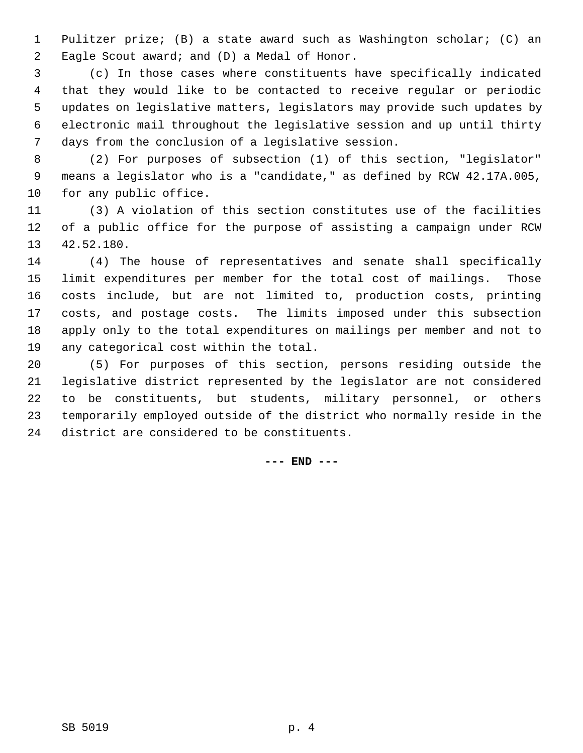Pulitzer prize; (B) a state award such as Washington scholar; (C) an Eagle Scout award; and (D) a Medal of Honor.

(c) In those cases where constituents have specifically indicated that they would like to be contacted to receive regular or periodic updates on legislative matters, legislators may provide such updates by electronic mail throughout the legislative session and up until thirty days from the conclusion of a legislative session.

(2) For purposes of subsection (1) of this section, "legislator" means a legislator who is a "candidate," as defined by RCW 42.17A.005, for any public office.

(3) A violation of this section constitutes use of the facilities of a public office for the purpose of assisting a campaign under RCW 42.52.180.

(4) The house of representatives and senate shall specifically limit expenditures per member for the total cost of mailings. Those costs include, but are not limited to, production costs, printing costs, and postage costs. The limits imposed under this subsection apply only to the total expenditures on mailings per member and not to any categorical cost within the total.

(5) For purposes of this section, persons residing outside the legislative district represented by the legislator are not considered to be constituents, but students, military personnel, or others temporarily employed outside of the district who normally reside in the district are considered to be constituents.

**--- END ---**